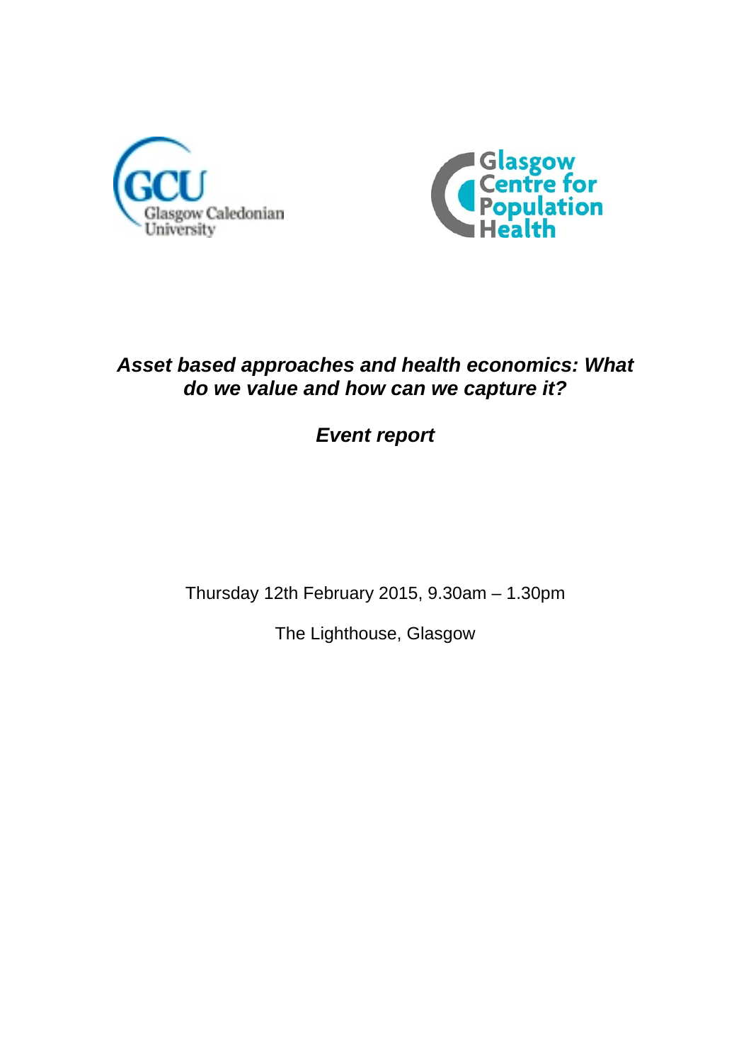# *Asset based approaches and health economics: What do we value and how can we capture it?*

## *Event report*

Thursday 12th February 2015, 9.30am – 1.30pm

The Lighthouse, Glasgow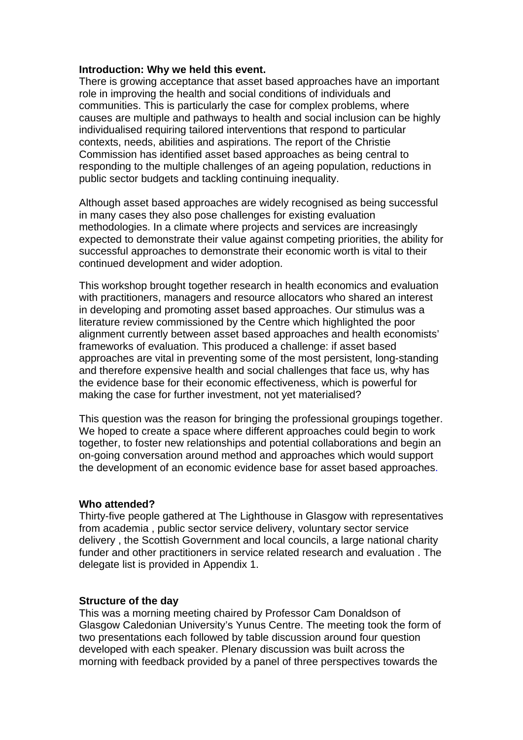**Introduction: Why we held this event.**

There is growing acceptance that asset based approaches have an important role in improving the health and social conditions of individuals and communities. This is particularly the case for complex problems, where causes are multiple and pathways to health and social inclusion can be highly individualised requiring tailored interventions that respond to particular contexts, needs, abilities and aspirations. The report of the Christie Commission has identified asset based approaches as being central to responding to the multiple challenges of an ageing population, reductions in public sector budgets and tackling continuing inequality.

Although asset based approaches are widely recognised as being successful in many cases they also pose challenges for existing evaluation methodologies. In a climate where projects and services are increasingly expected to demonstrate their value against competing priorities, the ability for successful approaches to demonstrate their economic worth is vital to their continued development and wider adoption.

This workshop brought together research in health economics and evaluation with practitioners, managers and resource allocators who shared an interest in developing and promoting asset based approaches. Our stimulus was a literature review commissioned by the Centre which highlighted the poor alignment currently between asset based approaches and health economists' frameworks of evaluation. This produced a challenge: if asset based approaches are vital in preventing some of the most persistent, long-standing and therefore expensive health and social challenges that face us, why has the evidence base for their economic effectiveness, which is powerful for making the case for further investment, not yet materialised?

This question was the reason for bringing the professional groupings together. We hoped to create a space where different approaches could begin to work together, to foster new relationships and potential collaborations and begin an on-going conversation around method and approaches which would support the development of an economic evidence base for asset based approaches.

**Who attended?**

Thirty-five people gathered at The Lighthouse in Glasgow with representatives from academia , public sector service delivery, voluntary sector service delivery , the Scottish Government and local councils, a large national charity funder and other practitioners in service related research and evaluation . The delegate list is provided in Appendix 1.

**Structure of the day**

This was a morning meeting chaired by Professor Cam Donaldson of Glasgow Caledonian University's Yunus Centre. The meeting took the form of two presentations each followed by table discussion around four question developed with each speaker. Plenary discussion was built across the morning with feedback provided by a panel of three perspectives towards the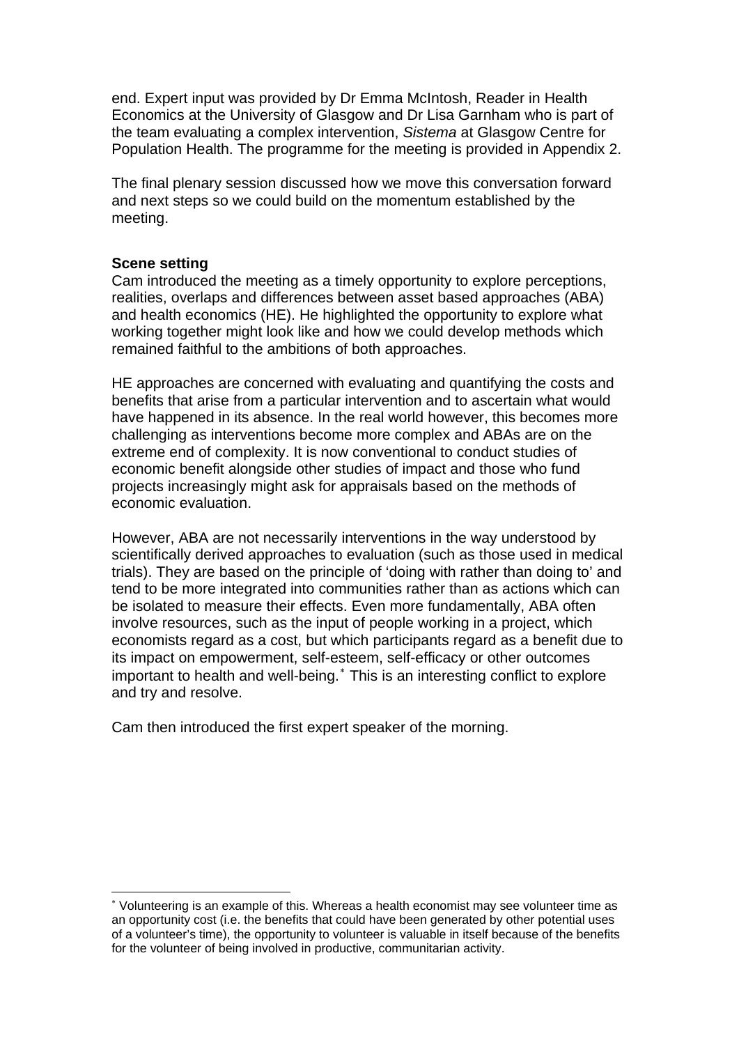end. Expert input was provided by Dr Emma McIntosh, Reader in Health Economics at the University of Glasgow and Dr Lisa Garnham who is part of the team evaluating a complex intervention, *Sistema* at Glasgow Centre for Population Health. The programme for the meeting is provided in Appendix 2.

The final plenary session discussed how we move this conversation forward and next steps so we could build on the momentum established by the meeting.

**Scene setting**

Cam introduced the meeting as a timely opportunity to explore perceptions, realities, overlaps and differences between asset based approaches (ABA) and health economics (HE). He highlighted the opportunity to explore what working together might look like and how we could develop methods which remained faithful to the ambitions of both approaches.

HE approaches are concerned with evaluating and quantifying the costs and benefits that arise from a particular intervention and to ascertain what would have happened in its absence. In the real world however, this becomes more challenging as interventions become more complex and ABAs are on the extreme end of complexity. It is now conventional to conduct studies of economic benefit alongside other studies of impact and those who fund projects increasingly might ask for appraisals based on the methods of economic evaluation.

However, ABA are not necessarily interventions in the way understood by scientifically derived approaches to evaluation (such as those used in medical trials). They are based on the principle of 'doing with rather than doing to' and tend to be more integrated into communities rather than as actions which can be isolated to measure their effects. Even more fundamentally, ABA often involve resources, such as the input of people working in a project, which economists regard as a cost, but which participants regard as a benefit due to its impact on empowerment, self-esteem, self-efficacy or other outcomes important to health and well-being.[*] This is an interesting conflict to explore and try and resolve.

Cam then introduced the first expert speaker of the morning.

---

[*] Volunteering is an example of this. Whereas a health economist may see volunteer time as an opportunity cost (i.e. the benefits that could have been generated by other potential uses of a volunteer's time), the opportunity to volunteer is valuable in itself because of the benefits for the volunteer of being involved in productive, communitarian activity.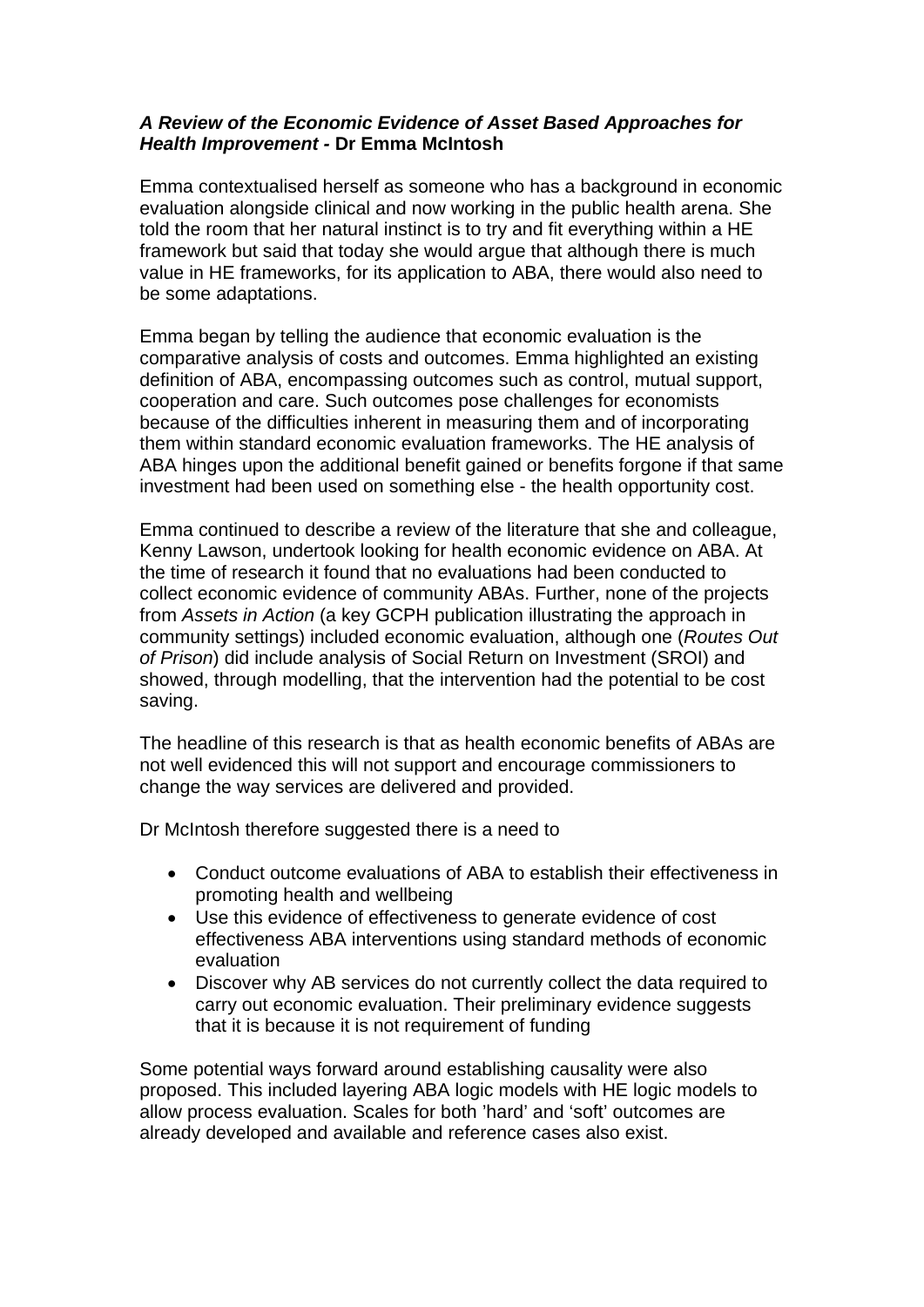***A Review of the Economic Evidence of Asset Based Approaches for Health Improvement* - Dr Emma McIntosh**

Emma contextualised herself as someone who has a background in economic evaluation alongside clinical and now working in the public health arena. She told the room that her natural instinct is to try and fit everything within a HE framework but said that today she would argue that although there is much value in HE frameworks, for its application to ABA, there would also need to be some adaptations.

Emma began by telling the audience that economic evaluation is the comparative analysis of costs and outcomes. Emma highlighted an existing definition of ABA, encompassing outcomes such as control, mutual support, cooperation and care. Such outcomes pose challenges for economists because of the difficulties inherent in measuring them and of incorporating them within standard economic evaluation frameworks. The HE analysis of ABA hinges upon the additional benefit gained or benefits forgone if that same investment had been used on something else - the health opportunity cost.

Emma continued to describe a review of the literature that she and colleague, Kenny Lawson, undertook looking for health economic evidence on ABA. At the time of research it found that no evaluations had been conducted to collect economic evidence of community ABAs. Further, none of the projects from *Assets in Action* (a key GCPH publication illustrating the approach in community settings) included economic evaluation, although one (*Routes Out of Prison*) did include analysis of Social Return on Investment (SROI) and showed, through modelling, that the intervention had the potential to be cost saving.

The headline of this research is that as health economic benefits of ABAs are not well evidenced this will not support and encourage commissioners to change the way services are delivered and provided.

Dr McIntosh therefore suggested there is a need to

- Conduct outcome evaluations of ABA to establish their effectiveness in promoting health and wellbeing
- Use this evidence of effectiveness to generate evidence of cost effectiveness ABA interventions using standard methods of economic evaluation
- Discover why AB services do not currently collect the data required to carry out economic evaluation. Their preliminary evidence suggests that it is because it is not requirement of funding

Some potential ways forward around establishing causality were also proposed. This included layering ABA logic models with HE logic models to allow process evaluation. Scales for both 'hard' and 'soft' outcomes are already developed and available and reference cases also exist.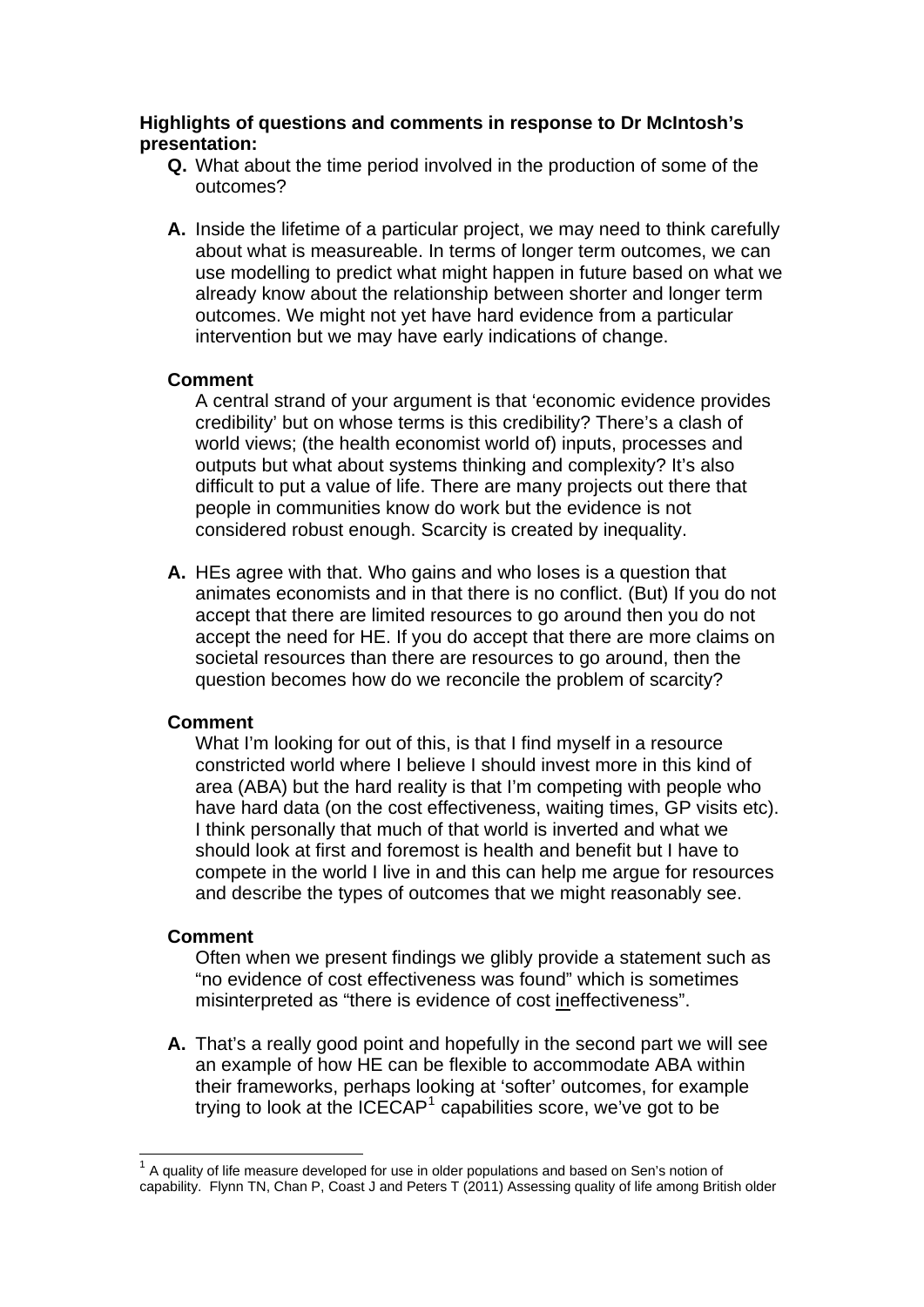**Highlights of questions and comments in response to Dr McIntosh's presentation:**

**Q.** What about the time period involved in the production of some of the outcomes?

**A.** Inside the lifetime of a particular project, we may need to think carefully about what is measureable. In terms of longer term outcomes, we can use modelling to predict what might happen in future based on what we already know about the relationship between shorter and longer term outcomes. We might not yet have hard evidence from a particular intervention but we may have early indications of change.

**Comment**

A central strand of your argument is that 'economic evidence provides credibility' but on whose terms is this credibility? There's a clash of world views; (the health economist world of) inputs, processes and outputs but what about systems thinking and complexity? It's also difficult to put a value of life. There are many projects out there that people in communities know do work but the evidence is not considered robust enough. Scarcity is created by inequality.

**A.** HEs agree with that. Who gains and who loses is a question that animates economists and in that there is no conflict. (But) If you do not accept that there are limited resources to go around then you do not accept the need for HE. If you do accept that there are more claims on societal resources than there are resources to go around, then the question becomes how do we reconcile the problem of scarcity?

**Comment**

What I'm looking for out of this, is that I find myself in a resource constricted world where I believe I should invest more in this kind of area (ABA) but the hard reality is that I'm competing with people who have hard data (on the cost effectiveness, waiting times, GP visits etc). I think personally that much of that world is inverted and what we should look at first and foremost is health and benefit but I have to compete in the world I live in and this can help me argue for resources and describe the types of outcomes that we might reasonably see.

**Comment**

Often when we present findings we glibly provide a statement such as "no evidence of cost effectiveness was found" which is sometimes misinterpreted as "there is evidence of cost <u>in</u>effectiveness".

**A.** That's a really good point and hopefully in the second part we will see an example of how HE can be flexible to accommodate ABA within their frameworks, perhaps looking at 'softer' outcomes, for example trying to look at the ICECAP[1] capabilities score, we've got to be

---

[1] A quality of life measure developed for use in older populations and based on Sen's notion of capability. Flynn TN, Chan P, Coast J and Peters T (2011) Assessing quality of life among British older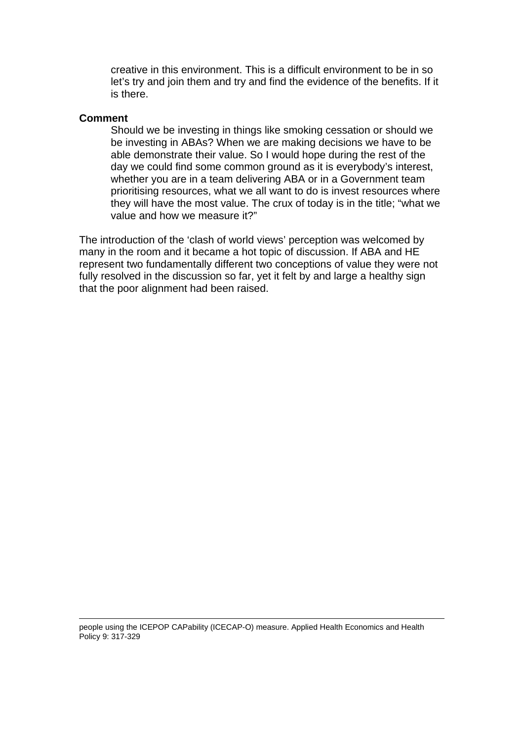creative in this environment. This is a difficult environment to be in so let's try and join them and try and find the evidence of the benefits. If it is there.

**Comment**

Should we be investing in things like smoking cessation or should we be investing in ABAs? When we are making decisions we have to be able demonstrate their value. So I would hope during the rest of the day we could find some common ground as it is everybody's interest, whether you are in a team delivering ABA or in a Government team prioritising resources, what we all want to do is invest resources where they will have the most value. The crux of today is in the title; "what we value and how we measure it?"

The introduction of the 'clash of world views' perception was welcomed by many in the room and it became a hot topic of discussion. If ABA and HE represent two fundamentally different two conceptions of value they were not fully resolved in the discussion so far, yet it felt by and large a healthy sign that the poor alignment had been raised.

---

people using the ICEPOP CAPability (ICECAP-O) measure. Applied Health Economics and Health Policy 9: 317-329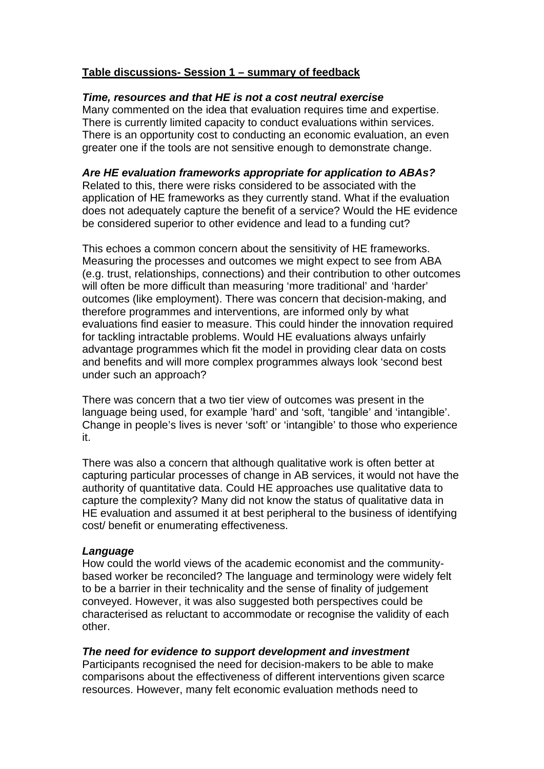**Table discussions- Session 1 – summary of feedback**

***Time, resources and that HE is not a cost neutral exercise***

Many commented on the idea that evaluation requires time and expertise. There is currently limited capacity to conduct evaluations within services. There is an opportunity cost to conducting an economic evaluation, an even greater one if the tools are not sensitive enough to demonstrate change.

***Are HE evaluation frameworks appropriate for application to ABAs?***

Related to this, there were risks considered to be associated with the application of HE frameworks as they currently stand. What if the evaluation does not adequately capture the benefit of a service? Would the HE evidence be considered superior to other evidence and lead to a funding cut?

This echoes a common concern about the sensitivity of HE frameworks. Measuring the processes and outcomes we might expect to see from ABA (e.g. trust, relationships, connections) and their contribution to other outcomes will often be more difficult than measuring 'more traditional' and 'harder' outcomes (like employment). There was concern that decision-making, and therefore programmes and interventions, are informed only by what evaluations find easier to measure. This could hinder the innovation required for tackling intractable problems. Would HE evaluations always unfairly advantage programmes which fit the model in providing clear data on costs and benefits and will more complex programmes always look 'second best under such an approach?

There was concern that a two tier view of outcomes was present in the language being used, for example 'hard' and 'soft, 'tangible' and 'intangible'. Change in people's lives is never 'soft' or 'intangible' to those who experience it.

There was also a concern that although qualitative work is often better at capturing particular processes of change in AB services, it would not have the authority of quantitative data. Could HE approaches use qualitative data to capture the complexity? Many did not know the status of qualitative data in HE evaluation and assumed it at best peripheral to the business of identifying cost/ benefit or enumerating effectiveness.

***Language***

How could the world views of the academic economist and the community-based worker be reconciled? The language and terminology were widely felt to be a barrier in their technicality and the sense of finality of judgement conveyed. However, it was also suggested both perspectives could be characterised as reluctant to accommodate or recognise the validity of each other.

***The need for evidence to support development and investment***

Participants recognised the need for decision-makers to be able to make comparisons about the effectiveness of different interventions given scarce resources. However, many felt economic evaluation methods need to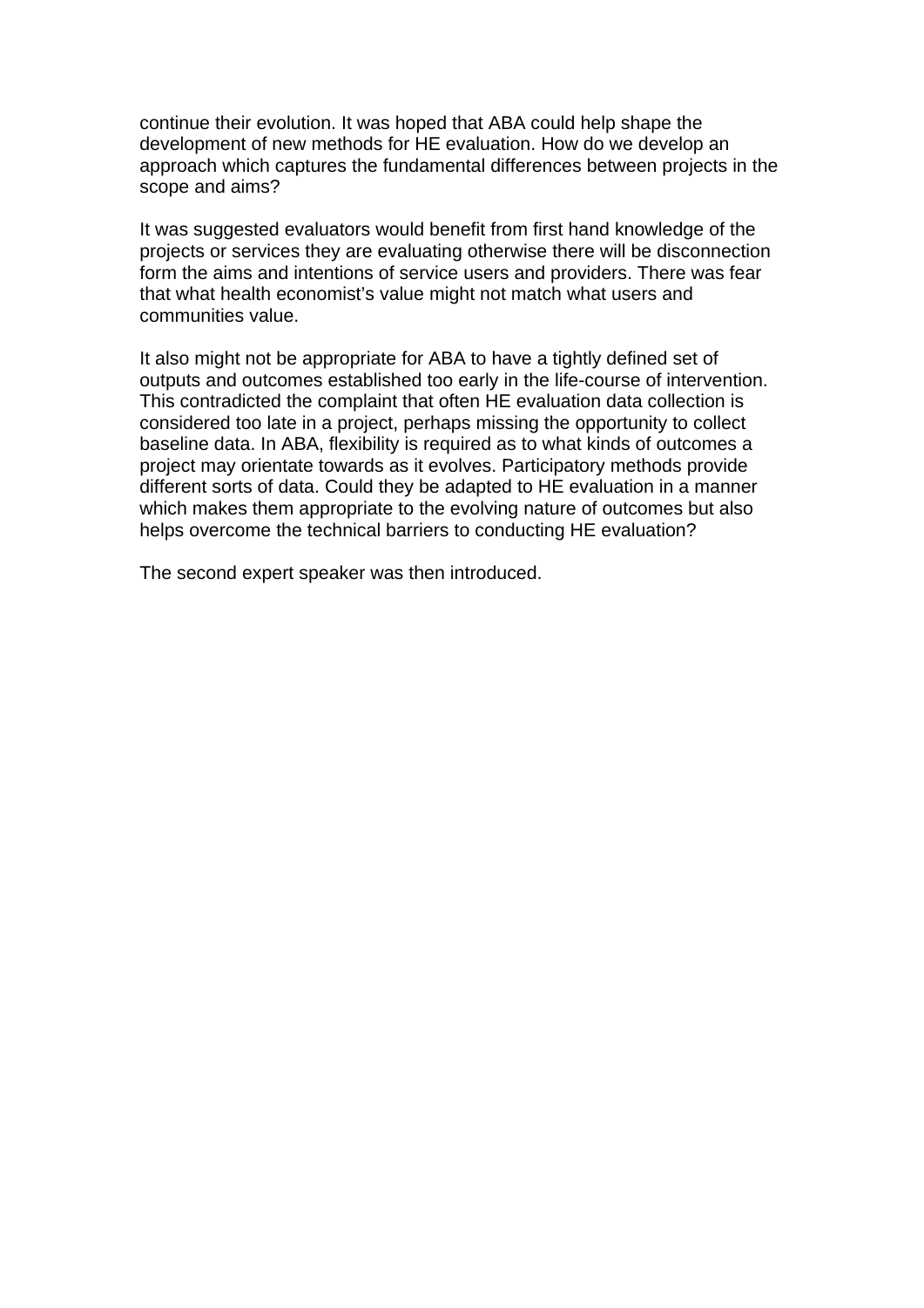continue their evolution. It was hoped that ABA could help shape the development of new methods for HE evaluation. How do we develop an approach which captures the fundamental differences between projects in the scope and aims?

It was suggested evaluators would benefit from first hand knowledge of the projects or services they are evaluating otherwise there will be disconnection form the aims and intentions of service users and providers. There was fear that what health economist's value might not match what users and communities value.

It also might not be appropriate for ABA to have a tightly defined set of outputs and outcomes established too early in the life-course of intervention. This contradicted the complaint that often HE evaluation data collection is considered too late in a project, perhaps missing the opportunity to collect baseline data. In ABA, flexibility is required as to what kinds of outcomes a project may orientate towards as it evolves. Participatory methods provide different sorts of data. Could they be adapted to HE evaluation in a manner which makes them appropriate to the evolving nature of outcomes but also helps overcome the technical barriers to conducting HE evaluation?

The second expert speaker was then introduced.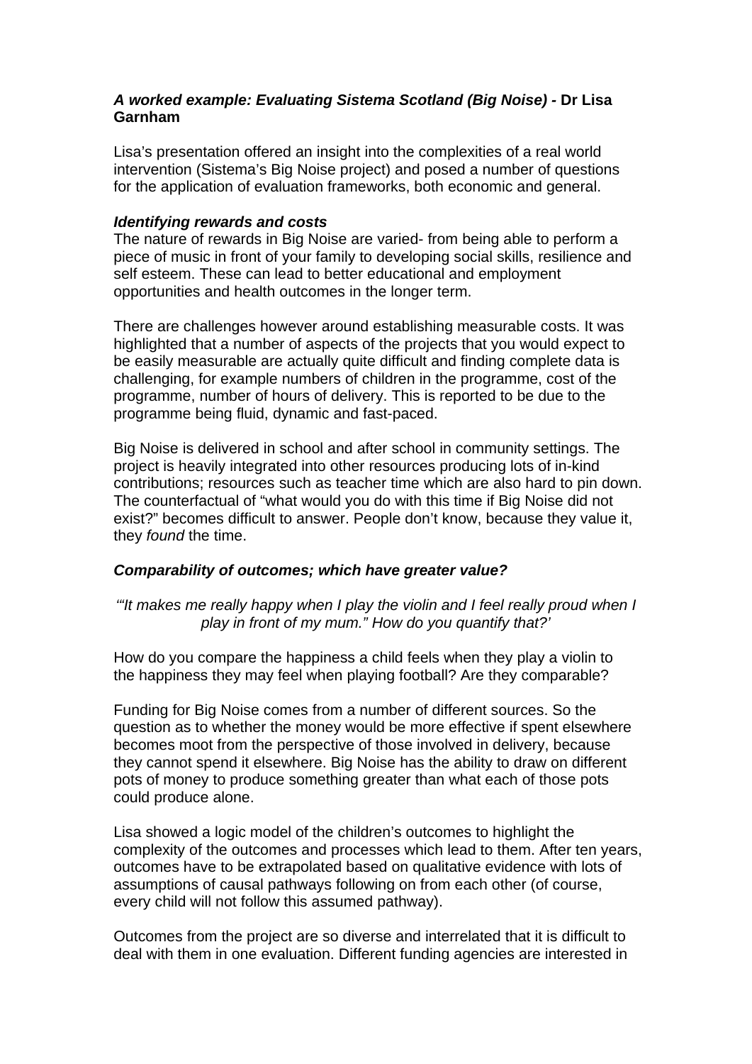### *A worked example: Evaluating Sistema Scotland (Big Noise)* - Dr Lisa Garnham

Lisa's presentation offered an insight into the complexities of a real world intervention (Sistema's Big Noise project) and posed a number of questions for the application of evaluation frameworks, both economic and general.

#### *Identifying rewards and costs*

The nature of rewards in Big Noise are varied- from being able to perform a piece of music in front of your family to developing social skills, resilience and self esteem. These can lead to better educational and employment opportunities and health outcomes in the longer term.

There are challenges however around establishing measurable costs. It was highlighted that a number of aspects of the projects that you would expect to be easily measurable are actually quite difficult and finding complete data is challenging, for example numbers of children in the programme, cost of the programme, number of hours of delivery. This is reported to be due to the programme being fluid, dynamic and fast-paced.

Big Noise is delivered in school and after school in community settings. The project is heavily integrated into other resources producing lots of in-kind contributions; resources such as teacher time which are also hard to pin down. The counterfactual of "what would you do with this time if Big Noise did not exist?" becomes difficult to answer. People don't know, because they value it, they *found* the time.

#### *Comparability of outcomes; which have greater value?*

*'"It makes me really happy when I play the violin and I feel really proud when I play in front of my mum." How do you quantify that?'*

How do you compare the happiness a child feels when they play a violin to the happiness they may feel when playing football? Are they comparable?

Funding for Big Noise comes from a number of different sources. So the question as to whether the money would be more effective if spent elsewhere becomes moot from the perspective of those involved in delivery, because they cannot spend it elsewhere. Big Noise has the ability to draw on different pots of money to produce something greater than what each of those pots could produce alone.

Lisa showed a logic model of the children's outcomes to highlight the complexity of the outcomes and processes which lead to them. After ten years, outcomes have to be extrapolated based on qualitative evidence with lots of assumptions of causal pathways following on from each other (of course, every child will not follow this assumed pathway).

Outcomes from the project are so diverse and interrelated that it is difficult to deal with them in one evaluation. Different funding agencies are interested in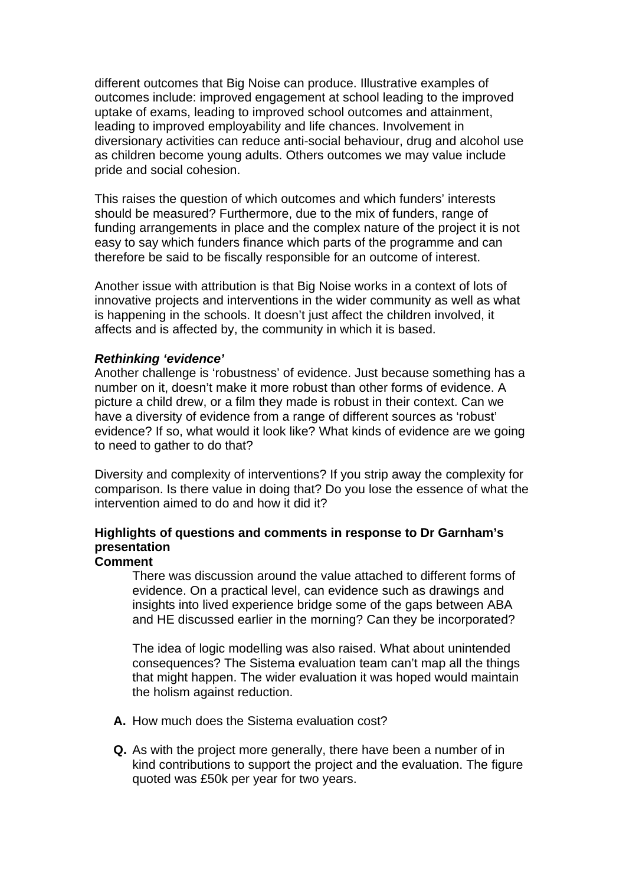different outcomes that Big Noise can produce. Illustrative examples of outcomes include: improved engagement at school leading to the improved uptake of exams, leading to improved school outcomes and attainment, leading to improved employability and life chances. Involvement in diversionary activities can reduce anti-social behaviour, drug and alcohol use as children become young adults. Others outcomes we may value include pride and social cohesion.

This raises the question of which outcomes and which funders' interests should be measured? Furthermore, due to the mix of funders, range of funding arrangements in place and the complex nature of the project it is not easy to say which funders finance which parts of the programme and can therefore be said to be fiscally responsible for an outcome of interest.

Another issue with attribution is that Big Noise works in a context of lots of innovative projects and interventions in the wider community as well as what is happening in the schools. It doesn't just affect the children involved, it affects and is affected by, the community in which it is based.

***Rethinking 'evidence'***

Another challenge is 'robustness' of evidence. Just because something has a number on it, doesn't make it more robust than other forms of evidence. A picture a child drew, or a film they made is robust in their context. Can we have a diversity of evidence from a range of different sources as 'robust' evidence? If so, what would it look like? What kinds of evidence are we going to need to gather to do that?

Diversity and complexity of interventions? If you strip away the complexity for comparison. Is there value in doing that? Do you lose the essence of what the intervention aimed to do and how it did it?

**Highlights of questions and comments in response to Dr Garnham's presentation**

**Comment**

> There was discussion around the value attached to different forms of evidence. On a practical level, can evidence such as drawings and insights into lived experience bridge some of the gaps between ABA and HE discussed earlier in the morning? Can they be incorporated?
>
> The idea of logic modelling was also raised. What about unintended consequences? The Sistema evaluation team can't map all the things that might happen. The wider evaluation it was hoped would maintain the holism against reduction.

**A.** How much does the Sistema evaluation cost?

**Q.** As with the project more generally, there have been a number of in kind contributions to support the project and the evaluation. The figure quoted was £50k per year for two years.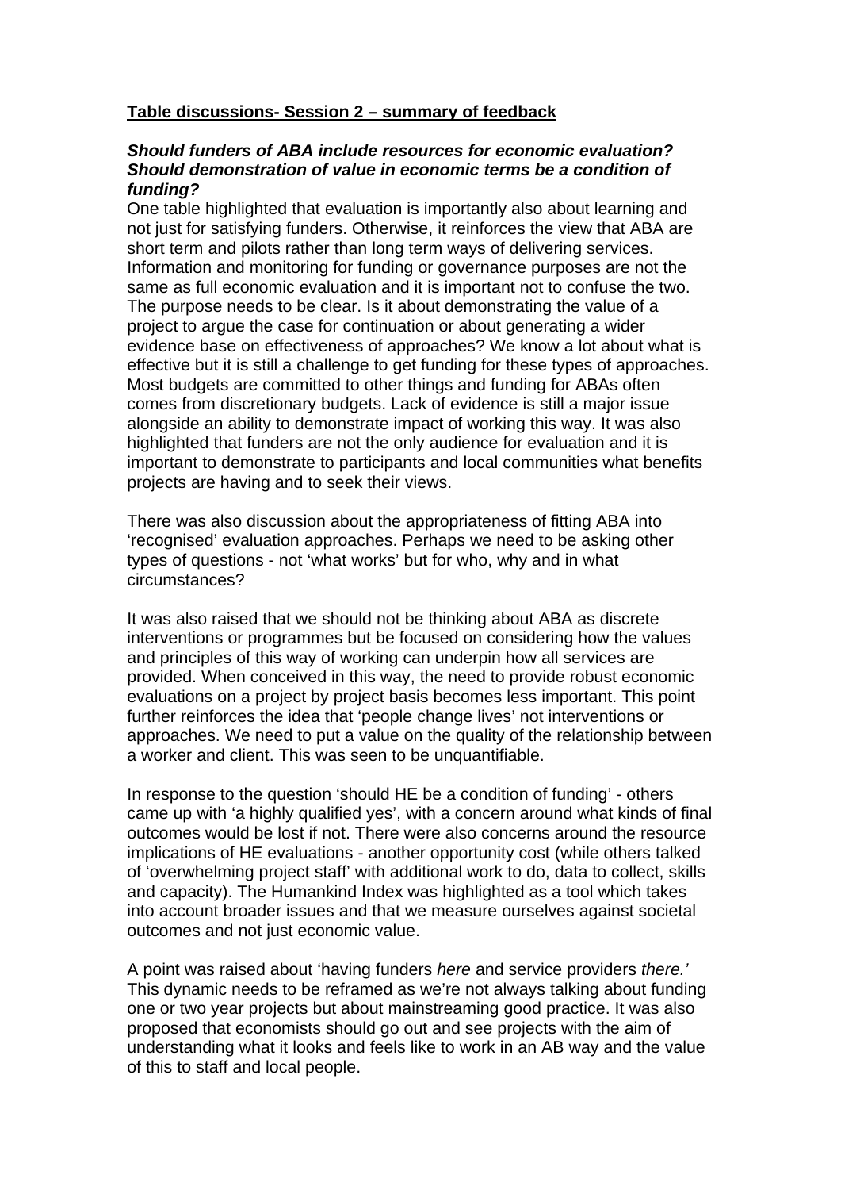**Table discussions- Session 2 – summary of feedback**

***Should funders of ABA include resources for economic evaluation? Should demonstration of value in economic terms be a condition of funding?***

One table highlighted that evaluation is importantly also about learning and not just for satisfying funders. Otherwise, it reinforces the view that ABA are short term and pilots rather than long term ways of delivering services. Information and monitoring for funding or governance purposes are not the same as full economic evaluation and it is important not to confuse the two. The purpose needs to be clear. Is it about demonstrating the value of a project to argue the case for continuation or about generating a wider evidence base on effectiveness of approaches? We know a lot about what is effective but it is still a challenge to get funding for these types of approaches. Most budgets are committed to other things and funding for ABAs often comes from discretionary budgets. Lack of evidence is still a major issue alongside an ability to demonstrate impact of working this way. It was also highlighted that funders are not the only audience for evaluation and it is important to demonstrate to participants and local communities what benefits projects are having and to seek their views.

There was also discussion about the appropriateness of fitting ABA into 'recognised' evaluation approaches. Perhaps we need to be asking other types of questions - not 'what works' but for who, why and in what circumstances?

It was also raised that we should not be thinking about ABA as discrete interventions or programmes but be focused on considering how the values and principles of this way of working can underpin how all services are provided. When conceived in this way, the need to provide robust economic evaluations on a project by project basis becomes less important. This point further reinforces the idea that 'people change lives' not interventions or approaches. We need to put a value on the quality of the relationship between a worker and client. This was seen to be unquantifiable.

In response to the question 'should HE be a condition of funding' - others came up with 'a highly qualified yes', with a concern around what kinds of final outcomes would be lost if not. There were also concerns around the resource implications of HE evaluations - another opportunity cost (while others talked of 'overwhelming project staff' with additional work to do, data to collect, skills and capacity). The Humankind Index was highlighted as a tool which takes into account broader issues and that we measure ourselves against societal outcomes and not just economic value.

A point was raised about 'having funders *here* and service providers *there.'* This dynamic needs to be reframed as we're not always talking about funding one or two year projects but about mainstreaming good practice. It was also proposed that economists should go out and see projects with the aim of understanding what it looks and feels like to work in an AB way and the value of this to staff and local people.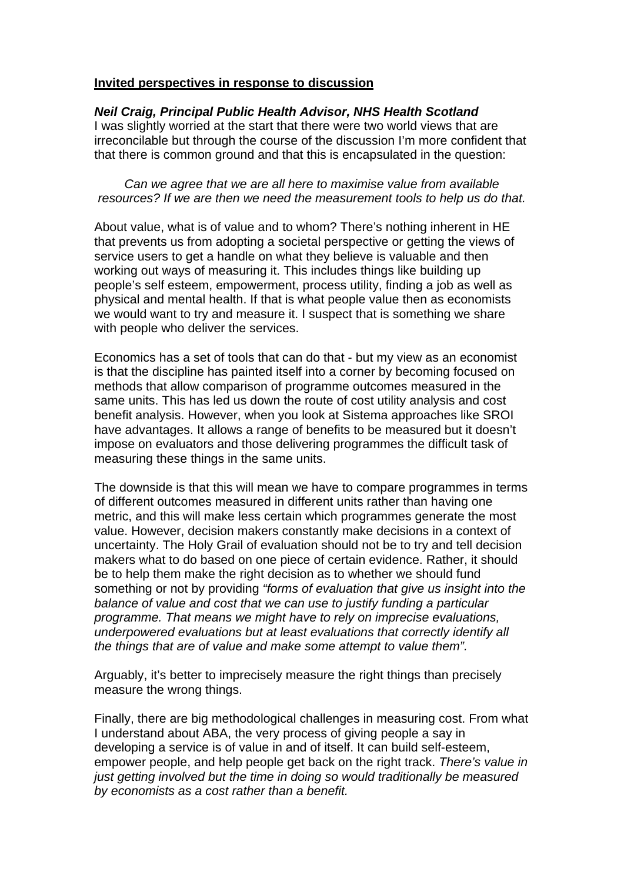**Invited perspectives in response to discussion**

***Neil Craig, Principal Public Health Advisor, NHS Health Scotland***

I was slightly worried at the start that there were two world views that are irreconcilable but through the course of the discussion I'm more confident that that there is common ground and that this is encapsulated in the question:

> *Can we agree that we are all here to maximise value from available resources? If we are then we need the measurement tools to help us do that.*

About value, what is of value and to whom? There's nothing inherent in HE that prevents us from adopting a societal perspective or getting the views of service users to get a handle on what they believe is valuable and then working out ways of measuring it. This includes things like building up people's self esteem, empowerment, process utility, finding a job as well as physical and mental health. If that is what people value then as economists we would want to try and measure it. I suspect that is something we share with people who deliver the services.

Economics has a set of tools that can do that - but my view as an economist is that the discipline has painted itself into a corner by becoming focused on methods that allow comparison of programme outcomes measured in the same units. This has led us down the route of cost utility analysis and cost benefit analysis. However, when you look at Sistema approaches like SROI have advantages. It allows a range of benefits to be measured but it doesn't impose on evaluators and those delivering programmes the difficult task of measuring these things in the same units.

The downside is that this will mean we have to compare programmes in terms of different outcomes measured in different units rather than having one metric, and this will make less certain which programmes generate the most value. However, decision makers constantly make decisions in a context of uncertainty. The Holy Grail of evaluation should not be to try and tell decision makers what to do based on one piece of certain evidence. Rather, it should be to help them make the right decision as to whether we should fund something or not by providing *"forms of evaluation that give us insight into the balance of value and cost that we can use to justify funding a particular programme. That means we might have to rely on imprecise evaluations, underpowered evaluations but at least evaluations that correctly identify all the things that are of value and make some attempt to value them".*

Arguably, it's better to imprecisely measure the right things than precisely measure the wrong things.

Finally, there are big methodological challenges in measuring cost. From what I understand about ABA, the very process of giving people a say in developing a service is of value in and of itself. It can build self-esteem, empower people, and help people get back on the right track. *There's value in just getting involved but the time in doing so would traditionally be measured by economists as a cost rather than a benefit.*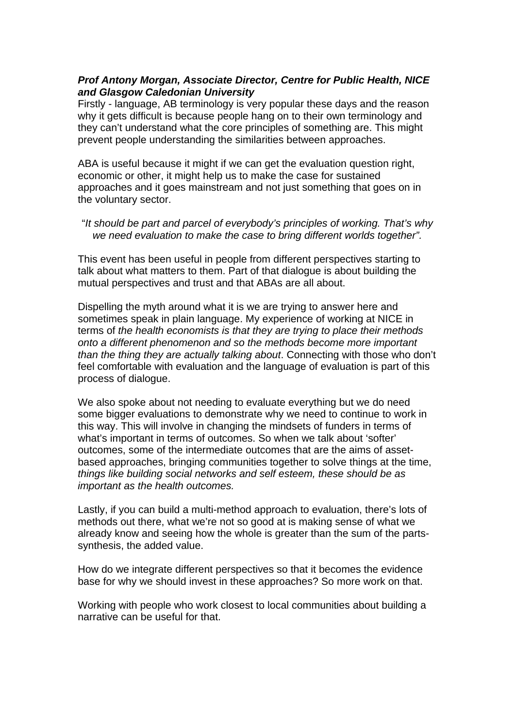***Prof Antony Morgan, Associate Director, Centre for Public Health, NICE and Glasgow Caledonian University***

Firstly - language, AB terminology is very popular these days and the reason why it gets difficult is because people hang on to their own terminology and they can't understand what the core principles of something are. This might prevent people understanding the similarities between approaches.

ABA is useful because it might if we can get the evaluation question right, economic or other, it might help us to make the case for sustained approaches and it goes mainstream and not just something that goes on in the voluntary sector.

"*It should be part and parcel of everybody's principles of working. That's why we need evaluation to make the case to bring different worlds together".*

This event has been useful in people from different perspectives starting to talk about what matters to them. Part of that dialogue is about building the mutual perspectives and trust and that ABAs are all about.

Dispelling the myth around what it is we are trying to answer here and sometimes speak in plain language. My experience of working at NICE in terms of *the health economists is that they are trying to place their methods onto a different phenomenon and so the methods become more important than the thing they are actually talking about*. Connecting with those who don't feel comfortable with evaluation and the language of evaluation is part of this process of dialogue.

We also spoke about not needing to evaluate everything but we do need some bigger evaluations to demonstrate why we need to continue to work in this way. This will involve in changing the mindsets of funders in terms of what's important in terms of outcomes. So when we talk about 'softer' outcomes, some of the intermediate outcomes that are the aims of asset-based approaches, bringing communities together to solve things at the time, *things like building social networks and self esteem, these should be as important as the health outcomes.*

Lastly, if you can build a multi-method approach to evaluation, there's lots of methods out there, what we're not so good at is making sense of what we already know and seeing how the whole is greater than the sum of the parts-synthesis, the added value.

How do we integrate different perspectives so that it becomes the evidence base for why we should invest in these approaches? So more work on that.

Working with people who work closest to local communities about building a narrative can be useful for that.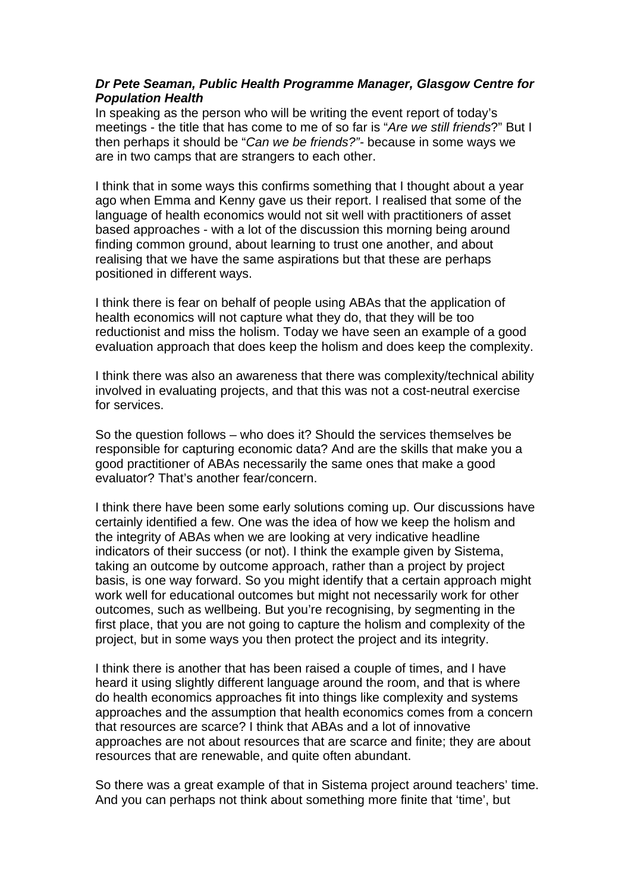***Dr Pete Seaman, Public Health Programme Manager, Glasgow Centre for Population Health***

In speaking as the person who will be writing the event report of today's meetings - the title that has come to me of so far is "*Are we still friends*?" But I then perhaps it should be "*Can we be friends?"*- because in some ways we are in two camps that are strangers to each other.

I think that in some ways this confirms something that I thought about a year ago when Emma and Kenny gave us their report. I realised that some of the language of health economics would not sit well with practitioners of asset based approaches - with a lot of the discussion this morning being around finding common ground, about learning to trust one another, and about realising that we have the same aspirations but that these are perhaps positioned in different ways.

I think there is fear on behalf of people using ABAs that the application of health economics will not capture what they do, that they will be too reductionist and miss the holism. Today we have seen an example of a good evaluation approach that does keep the holism and does keep the complexity.

I think there was also an awareness that there was complexity/technical ability involved in evaluating projects, and that this was not a cost-neutral exercise for services.

So the question follows – who does it? Should the services themselves be responsible for capturing economic data? And are the skills that make you a good practitioner of ABAs necessarily the same ones that make a good evaluator? That's another fear/concern.

I think there have been some early solutions coming up. Our discussions have certainly identified a few. One was the idea of how we keep the holism and the integrity of ABAs when we are looking at very indicative headline indicators of their success (or not). I think the example given by Sistema, taking an outcome by outcome approach, rather than a project by project basis, is one way forward. So you might identify that a certain approach might work well for educational outcomes but might not necessarily work for other outcomes, such as wellbeing. But you're recognising, by segmenting in the first place, that you are not going to capture the holism and complexity of the project, but in some ways you then protect the project and its integrity.

I think there is another that has been raised a couple of times, and I have heard it using slightly different language around the room, and that is where do health economics approaches fit into things like complexity and systems approaches and the assumption that health economics comes from a concern that resources are scarce? I think that ABAs and a lot of innovative approaches are not about resources that are scarce and finite; they are about resources that are renewable, and quite often abundant.

So there was a great example of that in Sistema project around teachers' time. And you can perhaps not think about something more finite that 'time', but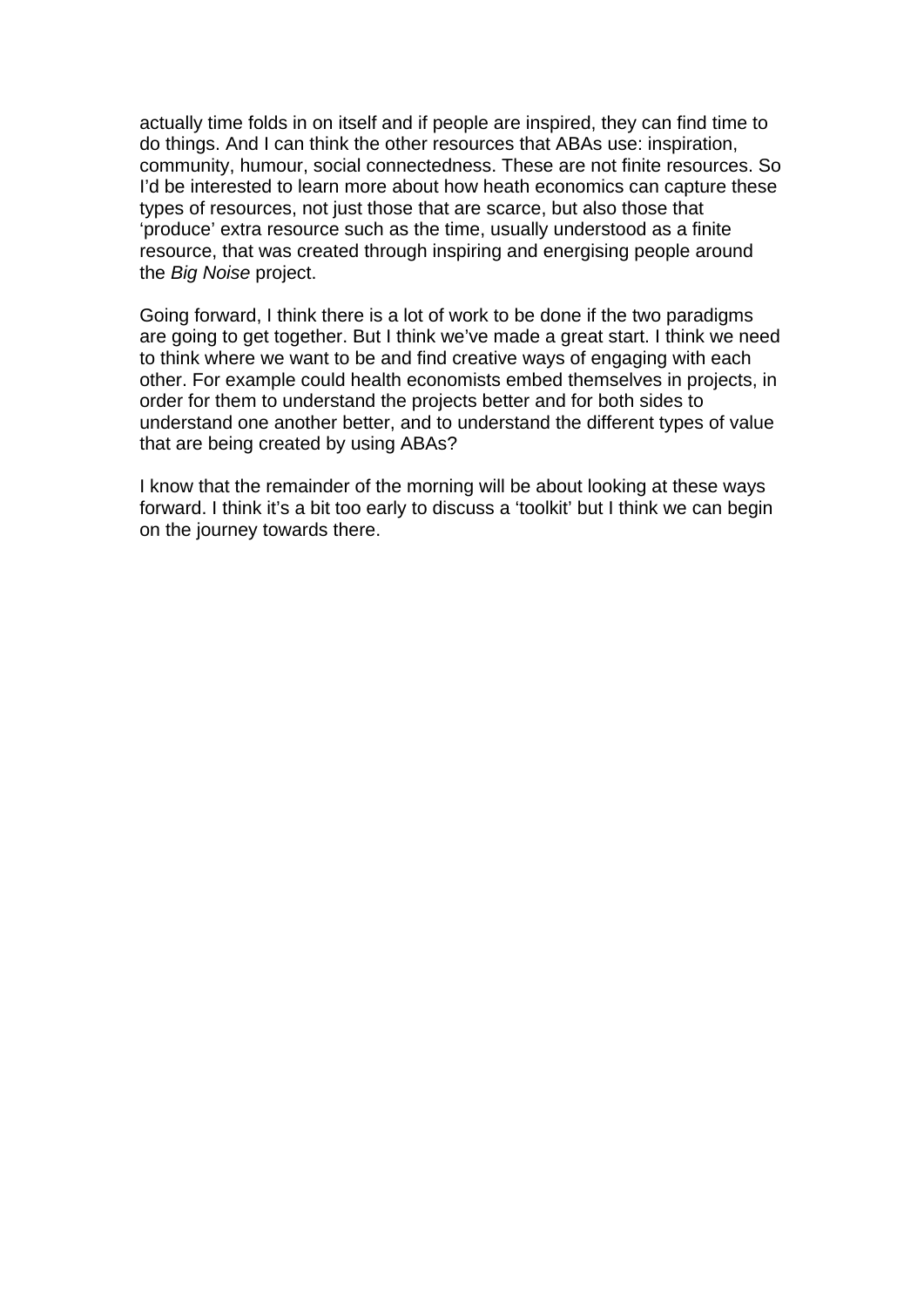actually time folds in on itself and if people are inspired, they can find time to do things. And I can think the other resources that ABAs use: inspiration, community, humour, social connectedness. These are not finite resources. So I'd be interested to learn more about how heath economics can capture these types of resources, not just those that are scarce, but also those that 'produce' extra resource such as the time, usually understood as a finite resource, that was created through inspiring and energising people around the *Big Noise* project.

Going forward, I think there is a lot of work to be done if the two paradigms are going to get together. But I think we've made a great start. I think we need to think where we want to be and find creative ways of engaging with each other. For example could health economists embed themselves in projects, in order for them to understand the projects better and for both sides to understand one another better, and to understand the different types of value that are being created by using ABAs?

I know that the remainder of the morning will be about looking at these ways forward. I think it's a bit too early to discuss a 'toolkit' but I think we can begin on the journey towards there.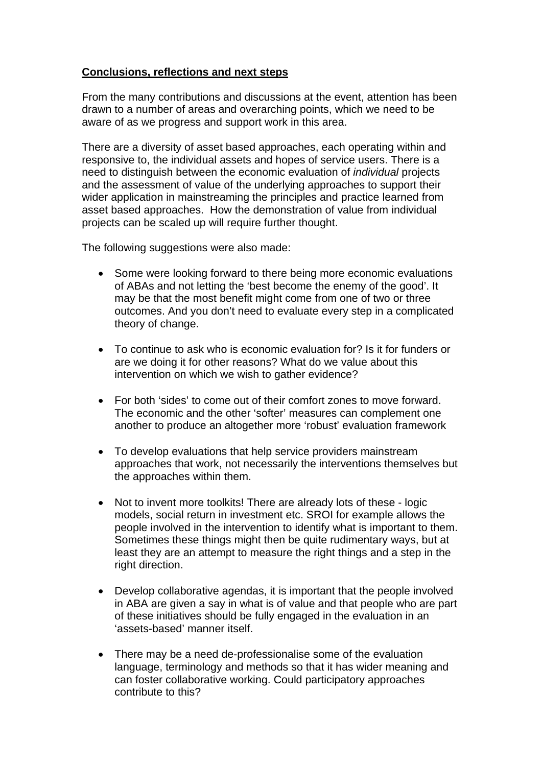**Conclusions, reflections and next steps**

From the many contributions and discussions at the event, attention has been drawn to a number of areas and overarching points, which we need to be aware of as we progress and support work in this area.

There are a diversity of asset based approaches, each operating within and responsive to, the individual assets and hopes of service users. There is a need to distinguish between the economic evaluation of *individual* projects and the assessment of value of the underlying approaches to support their wider application in mainstreaming the principles and practice learned from asset based approaches. How the demonstration of value from individual projects can be scaled up will require further thought.

The following suggestions were also made:

- Some were looking forward to there being more economic evaluations of ABAs and not letting the 'best become the enemy of the good'. It may be that the most benefit might come from one of two or three outcomes. And you don't need to evaluate every step in a complicated theory of change.

- To continue to ask who is economic evaluation for? Is it for funders or are we doing it for other reasons? What do we value about this intervention on which we wish to gather evidence?

- For both 'sides' to come out of their comfort zones to move forward. The economic and the other 'softer' measures can complement one another to produce an altogether more 'robust' evaluation framework

- To develop evaluations that help service providers mainstream approaches that work, not necessarily the interventions themselves but the approaches within them.

- Not to invent more toolkits! There are already lots of these - logic models, social return in investment etc. SROI for example allows the people involved in the intervention to identify what is important to them. Sometimes these things might then be quite rudimentary ways, but at least they are an attempt to measure the right things and a step in the right direction.

- Develop collaborative agendas, it is important that the people involved in ABA are given a say in what is of value and that people who are part of these initiatives should be fully engaged in the evaluation in an 'assets-based' manner itself.

- There may be a need de-professionalise some of the evaluation language, terminology and methods so that it has wider meaning and can foster collaborative working. Could participatory approaches contribute to this?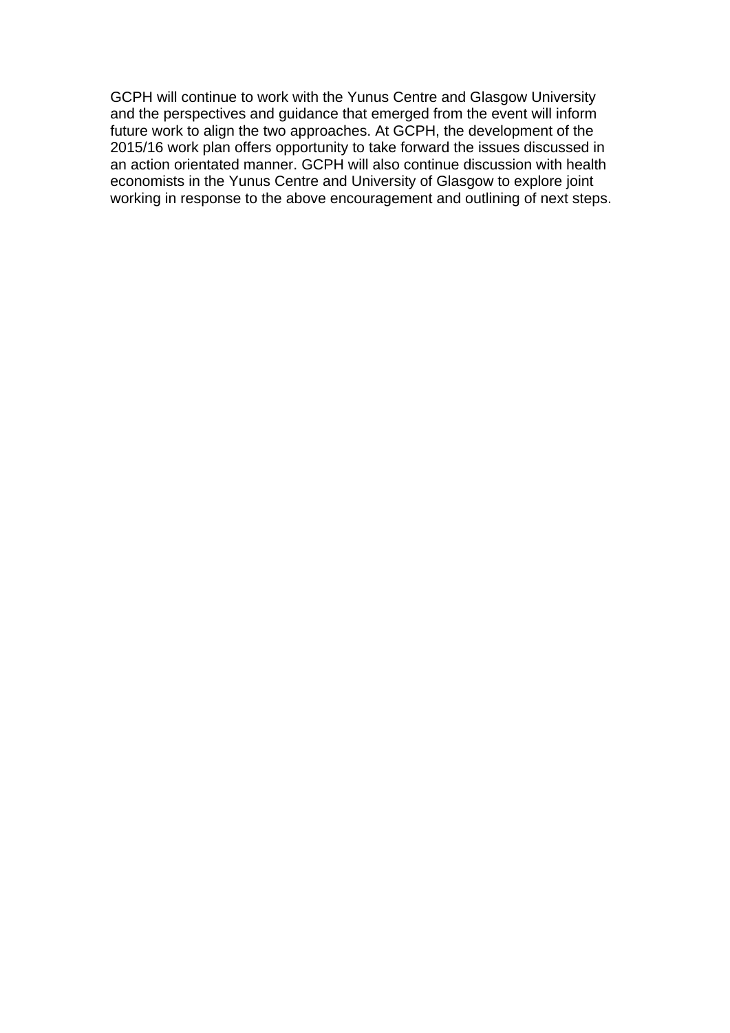GCPH will continue to work with the Yunus Centre and Glasgow University and the perspectives and guidance that emerged from the event will inform future work to align the two approaches. At GCPH, the development of the 2015/16 work plan offers opportunity to take forward the issues discussed in an action orientated manner. GCPH will also continue discussion with health economists in the Yunus Centre and University of Glasgow to explore joint working in response to the above encouragement and outlining of next steps.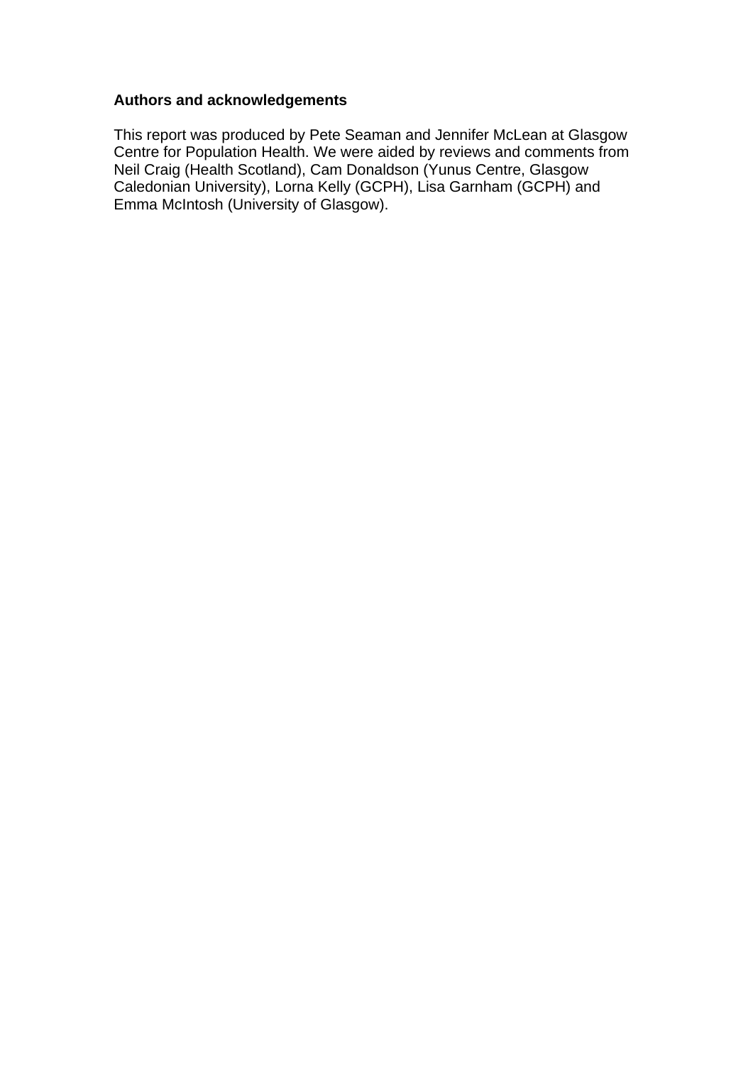## Authors and acknowledgements

This report was produced by Pete Seaman and Jennifer McLean at Glasgow Centre for Population Health. We were aided by reviews and comments from Neil Craig (Health Scotland), Cam Donaldson (Yunus Centre, Glasgow Caledonian University), Lorna Kelly (GCPH), Lisa Garnham (GCPH) and Emma McIntosh (University of Glasgow).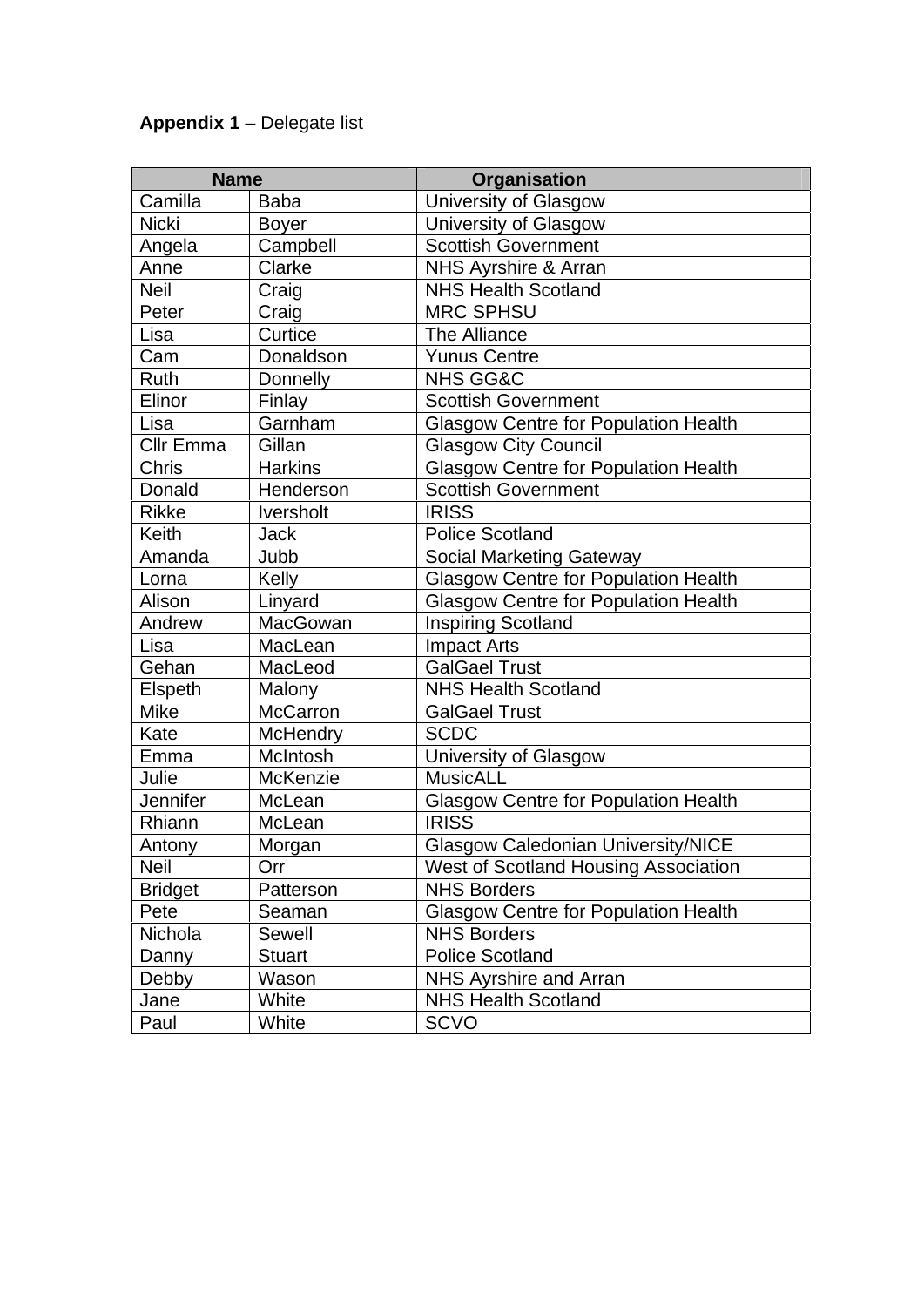**Appendix 1** – Delegate list

| Name | | Organisation |
|---|---|---|
| Camilla | Baba | University of Glasgow |
| Nicki | Boyer | University of Glasgow |
| Angela | Campbell | Scottish Government |
| Anne | Clarke | NHS Ayrshire & Arran |
| Neil | Craig | NHS Health Scotland |
| Peter | Craig | MRC SPHSU |
| Lisa | Curtice | The Alliance |
| Cam | Donaldson | Yunus Centre |
| Ruth | Donnelly | NHS GG&C |
| Elinor | Finlay | Scottish Government |
| Lisa | Garnham | Glasgow Centre for Population Health |
| Cllr Emma | Gillan | Glasgow City Council |
| Chris | Harkins | Glasgow Centre for Population Health |
| Donald | Henderson | Scottish Government |
| Rikke | Iversholt | IRISS |
| Keith | Jack | Police Scotland |
| Amanda | Jubb | Social Marketing Gateway |
| Lorna | Kelly | Glasgow Centre for Population Health |
| Alison | Linyard | Glasgow Centre for Population Health |
| Andrew | MacGowan | Inspiring Scotland |
| Lisa | MacLean | Impact Arts |
| Gehan | MacLeod | GalGael Trust |
| Elspeth | Malony | NHS Health Scotland |
| Mike | McCarron | GalGael Trust |
| Kate | McHendry | SCDC |
| Emma | McIntosh | University of Glasgow |
| Julie | McKenzie | MusicALL |
| Jennifer | McLean | Glasgow Centre for Population Health |
| Rhiann | McLean | IRISS |
| Antony | Morgan | Glasgow Caledonian University/NICE |
| Neil | Orr | West of Scotland Housing Association |
| Bridget | Patterson | NHS Borders |
| Pete | Seaman | Glasgow Centre for Population Health |
| Nichola | Sewell | NHS Borders |
| Danny | Stuart | Police Scotland |
| Debby | Wason | NHS Ayrshire and Arran |
| Jane | White | NHS Health Scotland |
| Paul | White | SCVO |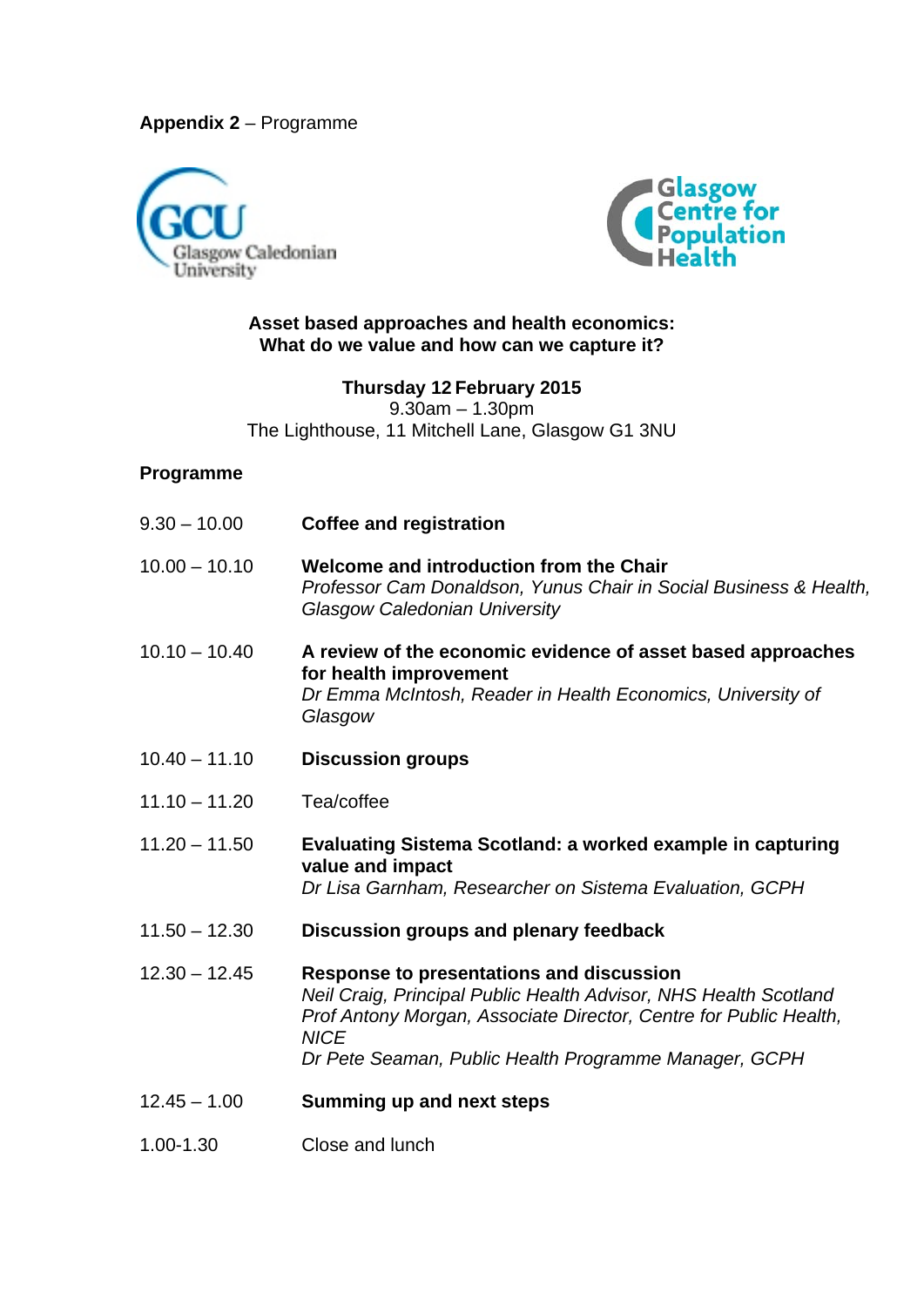**Appendix 2** – Programme

**Asset based approaches and health economics:**
**What do we value and how can we capture it?**

**Thursday 12 February 2015**
9.30am – 1.30pm
The Lighthouse, 11 Mitchell Lane, Glasgow G1 3NU

**Programme**

| | |
|---|---|
| 9.30 – 10.00 | **Coffee and registration** |
| 10.00 – 10.10 | **Welcome and introduction from the Chair**<br>*Professor Cam Donaldson, Yunus Chair in Social Business & Health, Glasgow Caledonian University* |
| 10.10 – 10.40 | **A review of the economic evidence of asset based approaches for health improvement**<br>*Dr Emma McIntosh, Reader in Health Economics, University of Glasgow* |
| 10.40 – 11.10 | **Discussion groups** |
| 11.10 – 11.20 | Tea/coffee |
| 11.20 – 11.50 | **Evaluating Sistema Scotland: a worked example in capturing value and impact**<br>*Dr Lisa Garnham, Researcher on Sistema Evaluation, GCPH* |
| 11.50 – 12.30 | **Discussion groups and plenary feedback** |
| 12.30 – 12.45 | **Response to presentations and discussion**<br>*Neil Craig, Principal Public Health Advisor, NHS Health Scotland*<br>*Prof Antony Morgan, Associate Director, Centre for Public Health, NICE*<br>*Dr Pete Seaman, Public Health Programme Manager, GCPH* |
| 12.45 – 1.00 | **Summing up and next steps** |
| 1.00-1.30 | Close and lunch |